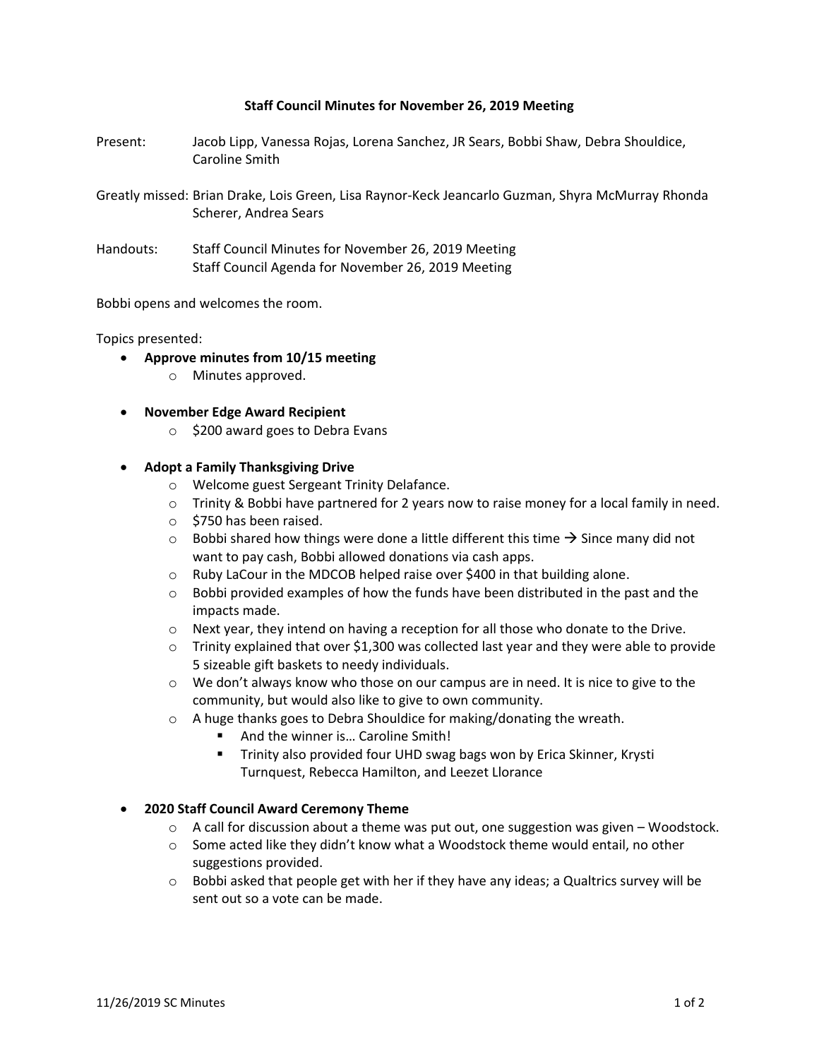# Staff Council Minutes for November 26, 2019 Meeting

Present: Jacob Lipp, Vanessa Rojas, Lorena Sanchez, JR Sears, Bobbi Shaw, Debra Shouldice, Caroline Smith

Greatly missed: Brian Drake, Lois Green, Lisa Raynor-Keck Jeancarlo Guzman, Shyra McMurray Rhonda Scherer, Andrea Sears

Handouts: Staff Council Minutes for November 26, 2019 Meeting
Staff Council Agenda for November 26, 2019 Meeting

Bobbi opens and welcomes the room.

Topics presented:

- **Approve minutes from 10/15 meeting**
  - Minutes approved.

- **November Edge Award Recipient**
  - $200 award goes to Debra Evans

- **Adopt a Family Thanksgiving Drive**
  - Welcome guest Sergeant Trinity Delafance.
  - Trinity & Bobbi have partnered for 2 years now to raise money for a local family in need.
  - $750 has been raised.
  - Bobbi shared how things were done a little different this time → Since many did not want to pay cash, Bobbi allowed donations via cash apps.
  - Ruby LaCour in the MDCOB helped raise over $400 in that building alone.
  - Bobbi provided examples of how the funds have been distributed in the past and the impacts made.
  - Next year, they intend on having a reception for all those who donate to the Drive.
  - Trinity explained that over $1,300 was collected last year and they were able to provide 5 sizeable gift baskets to needy individuals.
  - We don't always know who those on our campus are in need. It is nice to give to the community, but would also like to give to own community.
  - A huge thanks goes to Debra Shouldice for making/donating the wreath.
    - And the winner is… Caroline Smith!
    - Trinity also provided four UHD swag bags won by Erica Skinner, Krysti Turnquest, Rebecca Hamilton, and Leezet Llorance

- **2020 Staff Council Award Ceremony Theme**
  - A call for discussion about a theme was put out, one suggestion was given – Woodstock.
  - Some acted like they didn't know what a Woodstock theme would entail, no other suggestions provided.
  - Bobbi asked that people get with her if they have any ideas; a Qualtrics survey will be sent out so a vote can be made.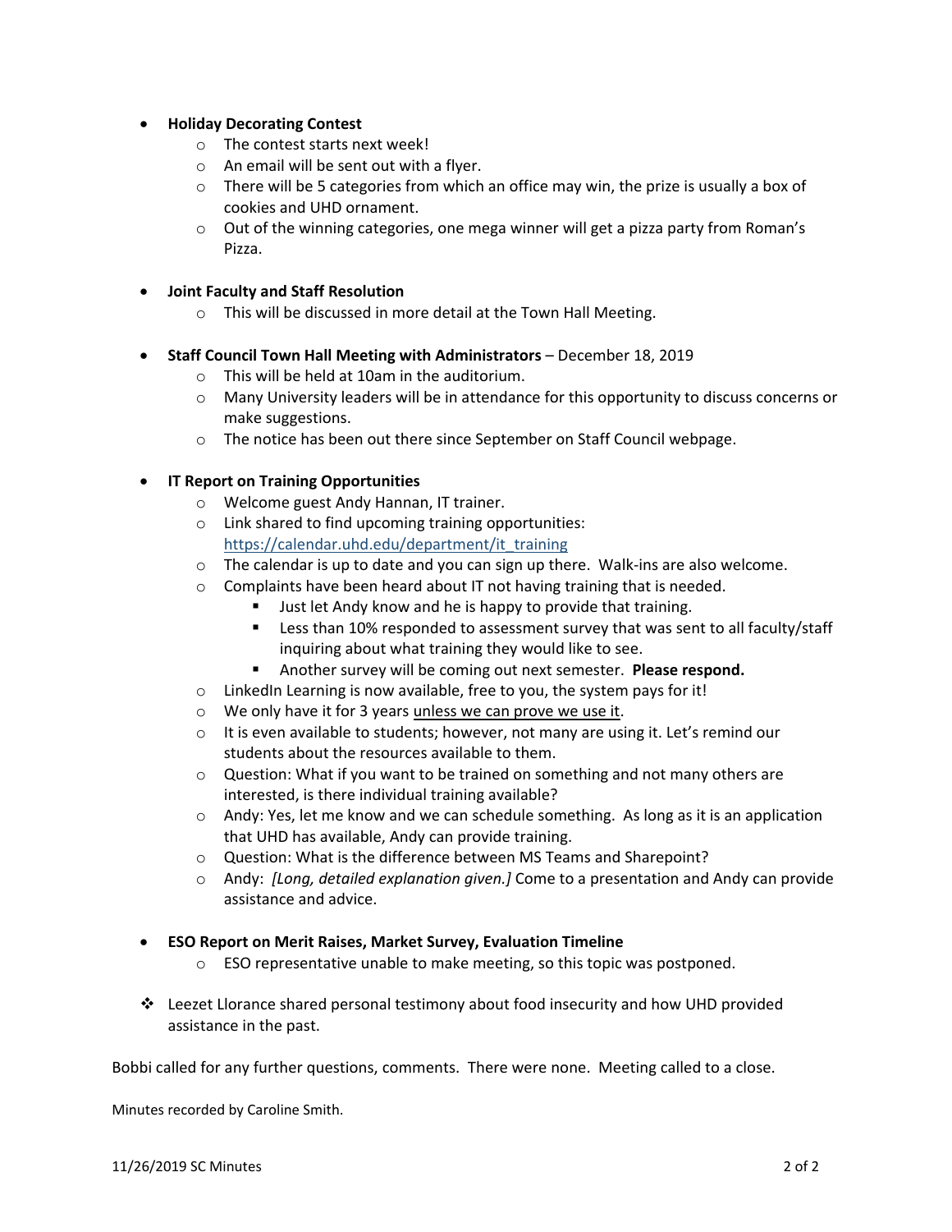- **Holiday Decorating Contest**
  - The contest starts next week!
  - An email will be sent out with a flyer.
  - There will be 5 categories from which an office may win, the prize is usually a box of cookies and UHD ornament.
  - Out of the winning categories, one mega winner will get a pizza party from Roman's Pizza.

- **Joint Faculty and Staff Resolution**
  - This will be discussed in more detail at the Town Hall Meeting.

- **Staff Council Town Hall Meeting with Administrators** – December 18, 2019
  - This will be held at 10am in the auditorium.
  - Many University leaders will be in attendance for this opportunity to discuss concerns or make suggestions.
  - The notice has been out there since September on Staff Council webpage.

- **IT Report on Training Opportunities**
  - Welcome guest Andy Hannan, IT trainer.
  - Link shared to find upcoming training opportunities: https://calendar.uhd.edu/department/it_training
  - The calendar is up to date and you can sign up there. Walk-ins are also welcome.
  - Complaints have been heard about IT not having training that is needed.
    - Just let Andy know and he is happy to provide that training.
    - Less than 10% responded to assessment survey that was sent to all faculty/staff inquiring about what training they would like to see.
    - Another survey will be coming out next semester. **Please respond.**
  - LinkedIn Learning is now available, free to you, the system pays for it!
  - We only have it for 3 years <u>unless we can prove we use it</u>.
  - It is even available to students; however, not many are using it. Let's remind our students about the resources available to them.
  - Question: What if you want to be trained on something and not many others are interested, is there individual training available?
  - Andy: Yes, let me know and we can schedule something. As long as it is an application that UHD has available, Andy can provide training.
  - Question: What is the difference between MS Teams and Sharepoint?
  - Andy: *[Long, detailed explanation given.]* Come to a presentation and Andy can provide assistance and advice.

- **ESO Report on Merit Raises, Market Survey, Evaluation Timeline**
  - ESO representative unable to make meeting, so this topic was postponed.

❖ Leezet Llorance shared personal testimony about food insecurity and how UHD provided assistance in the past.

Bobbi called for any further questions, comments. There were none. Meeting called to a close.

Minutes recorded by Caroline Smith.